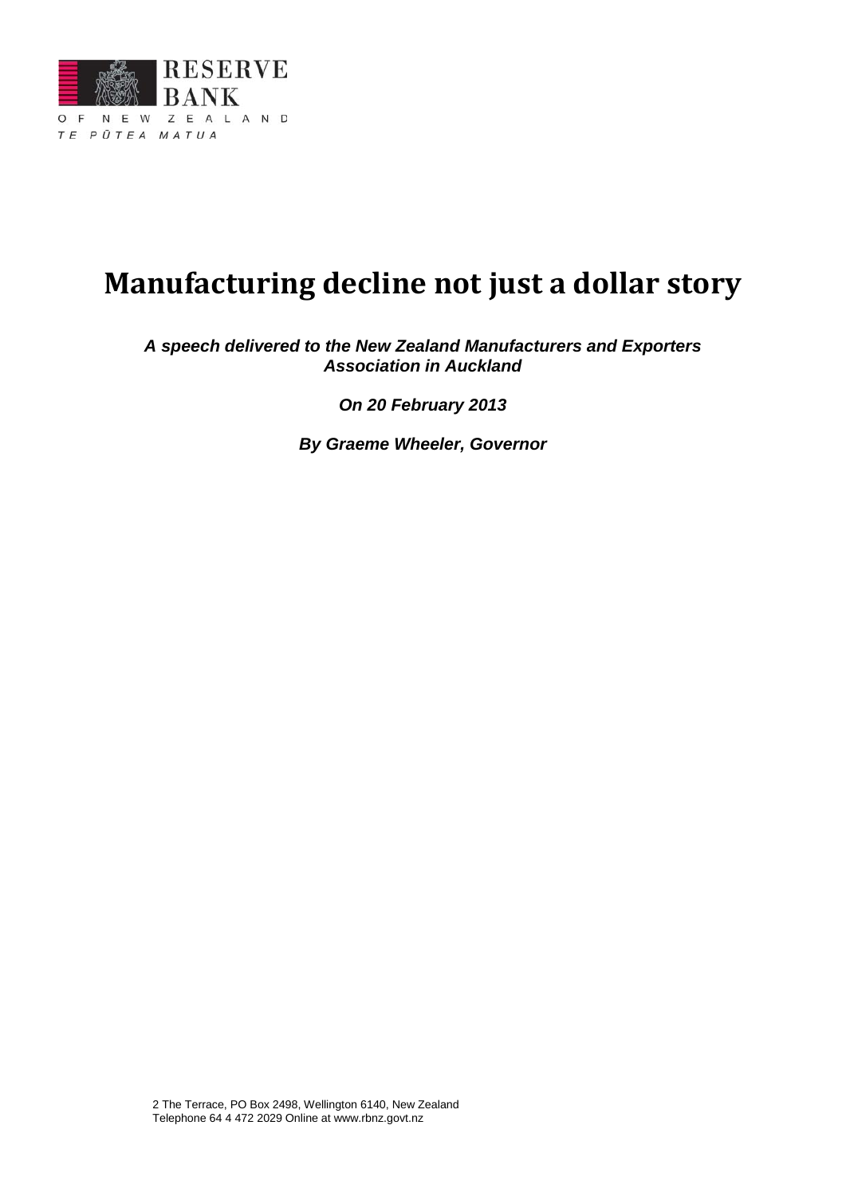RESERVE BANK
OF NEW ZEALAND
TE PŪTEA MATUA

# Manufacturing decline not just a dollar story

***A speech delivered to the New Zealand Manufacturers and Exporters Association in Auckland***

***On 20 February 2013***

***By Graeme Wheeler, Governor***

2 The Terrace, PO Box 2498, Wellington 6140, New Zealand
Telephone 64 4 472 2029 Online at www.rbnz.govt.nz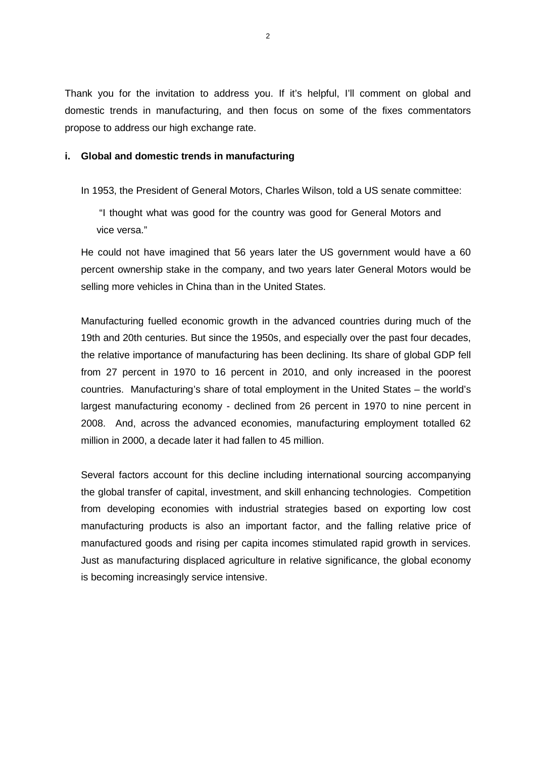Thank you for the invitation to address you. If it's helpful, I'll comment on global and domestic trends in manufacturing, and then focus on some of the fixes commentators propose to address our high exchange rate.

## i. Global and domestic trends in manufacturing

In 1953, the President of General Motors, Charles Wilson, told a US senate committee:

> "I thought what was good for the country was good for General Motors and vice versa."

He could not have imagined that 56 years later the US government would have a 60 percent ownership stake in the company, and two years later General Motors would be selling more vehicles in China than in the United States.

Manufacturing fuelled economic growth in the advanced countries during much of the 19th and 20th centuries. But since the 1950s, and especially over the past four decades, the relative importance of manufacturing has been declining. Its share of global GDP fell from 27 percent in 1970 to 16 percent in 2010, and only increased in the poorest countries. Manufacturing's share of total employment in the United States – the world's largest manufacturing economy - declined from 26 percent in 1970 to nine percent in 2008. And, across the advanced economies, manufacturing employment totalled 62 million in 2000, a decade later it had fallen to 45 million.

Several factors account for this decline including international sourcing accompanying the global transfer of capital, investment, and skill enhancing technologies. Competition from developing economies with industrial strategies based on exporting low cost manufacturing products is also an important factor, and the falling relative price of manufactured goods and rising per capita incomes stimulated rapid growth in services. Just as manufacturing displaced agriculture in relative significance, the global economy is becoming increasingly service intensive.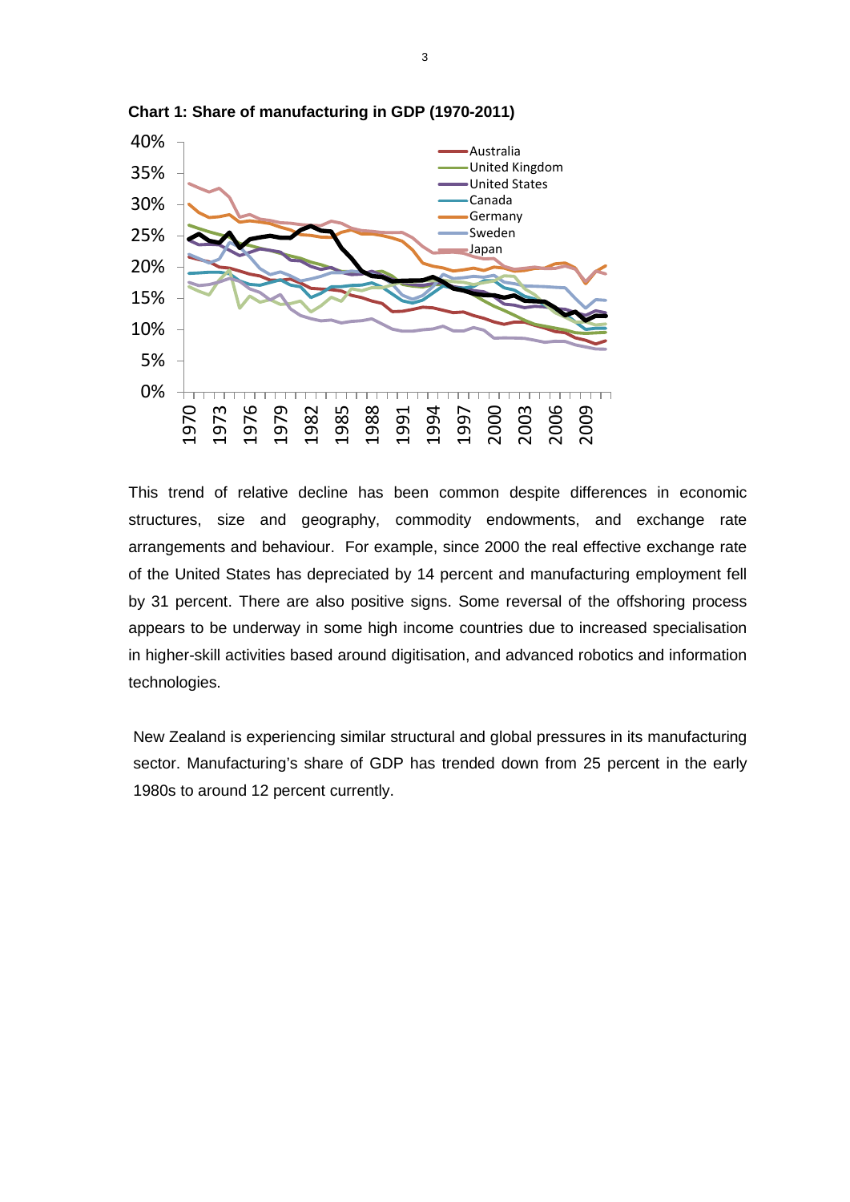**Chart 1: Share of manufacturing in GDP (1970-2011)**

This trend of relative decline has been common despite differences in economic structures, size and geography, commodity endowments, and exchange rate arrangements and behaviour. For example, since 2000 the real effective exchange rate of the United States has depreciated by 14 percent and manufacturing employment fell by 31 percent. There are also positive signs. Some reversal of the offshoring process appears to be underway in some high income countries due to increased specialisation in higher-skill activities based around digitisation, and advanced robotics and information technologies.

New Zealand is experiencing similar structural and global pressures in its manufacturing sector. Manufacturing's share of GDP has trended down from 25 percent in the early 1980s to around 12 percent currently.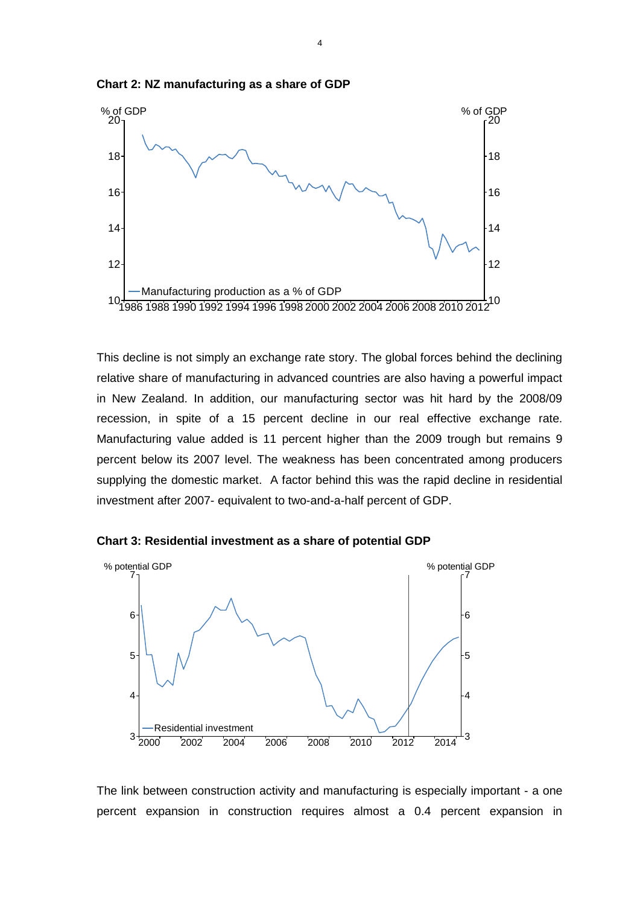**Chart 2: NZ manufacturing as a share of GDP**

This decline is not simply an exchange rate story. The global forces behind the declining relative share of manufacturing in advanced countries are also having a powerful impact in New Zealand. In addition, our manufacturing sector was hit hard by the 2008/09 recession, in spite of a 15 percent decline in our real effective exchange rate. Manufacturing value added is 11 percent higher than the 2009 trough but remains 9 percent below its 2007 level. The weakness has been concentrated among producers supplying the domestic market. A factor behind this was the rapid decline in residential investment after 2007- equivalent to two-and-a-half percent of GDP.

**Chart 3: Residential investment as a share of potential GDP**

The link between construction activity and manufacturing is especially important - a one percent expansion in construction requires almost a 0.4 percent expansion in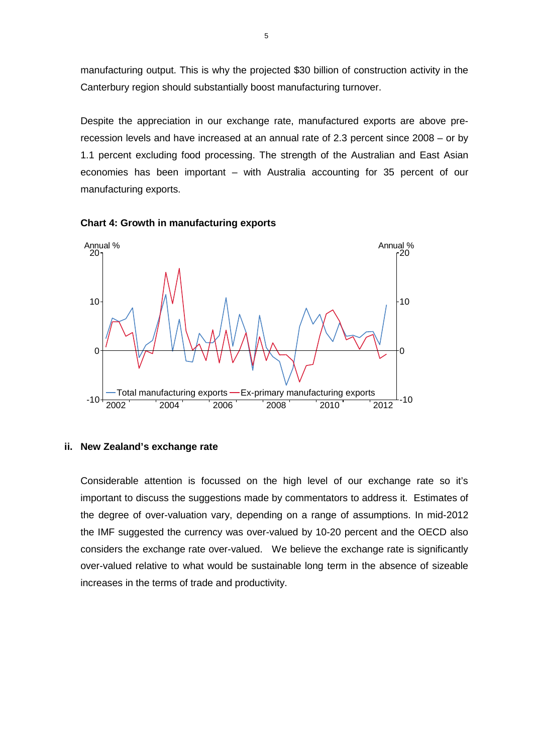manufacturing output. This is why the projected $30 billion of construction activity in the Canterbury region should substantially boost manufacturing turnover.

Despite the appreciation in our exchange rate, manufactured exports are above pre-recession levels and have increased at an annual rate of 2.3 percent since 2008 – or by 1.1 percent excluding food processing. The strength of the Australian and East Asian economies has been important – with Australia accounting for 35 percent of our manufacturing exports.

**Chart 4: Growth in manufacturing exports**

### ii. New Zealand's exchange rate

Considerable attention is focussed on the high level of our exchange rate so it's important to discuss the suggestions made by commentators to address it. Estimates of the degree of over-valuation vary, depending on a range of assumptions. In mid-2012 the IMF suggested the currency was over-valued by 10-20 percent and the OECD also considers the exchange rate over-valued. We believe the exchange rate is significantly over-valued relative to what would be sustainable long term in the absence of sizeable increases in the terms of trade and productivity.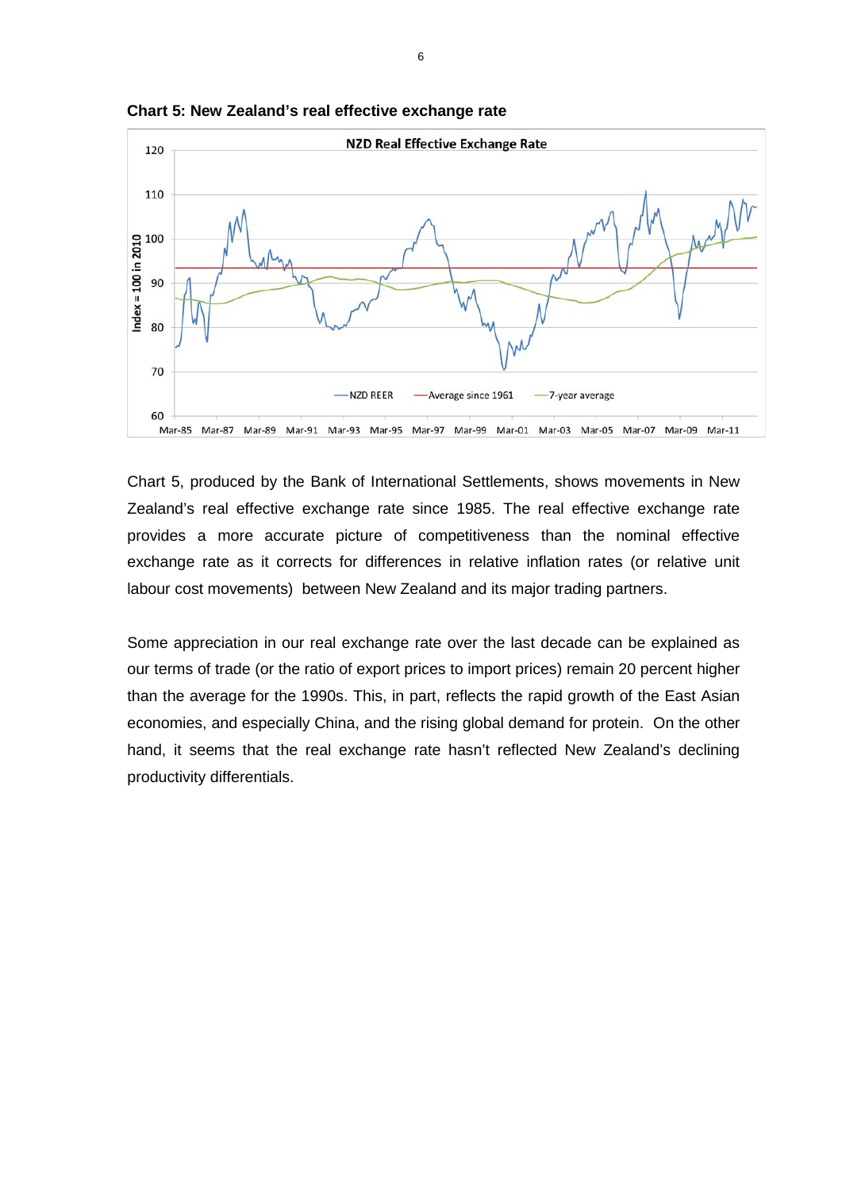**Chart 5: New Zealand's real effective exchange rate**

Chart 5, produced by the Bank of International Settlements, shows movements in New Zealand's real effective exchange rate since 1985. The real effective exchange rate provides a more accurate picture of competitiveness than the nominal effective exchange rate as it corrects for differences in relative inflation rates (or relative unit labour cost movements) between New Zealand and its major trading partners.

Some appreciation in our real exchange rate over the last decade can be explained as our terms of trade (or the ratio of export prices to import prices) remain 20 percent higher than the average for the 1990s. This, in part, reflects the rapid growth of the East Asian economies, and especially China, and the rising global demand for protein. On the other hand, it seems that the real exchange rate hasn't reflected New Zealand's declining productivity differentials.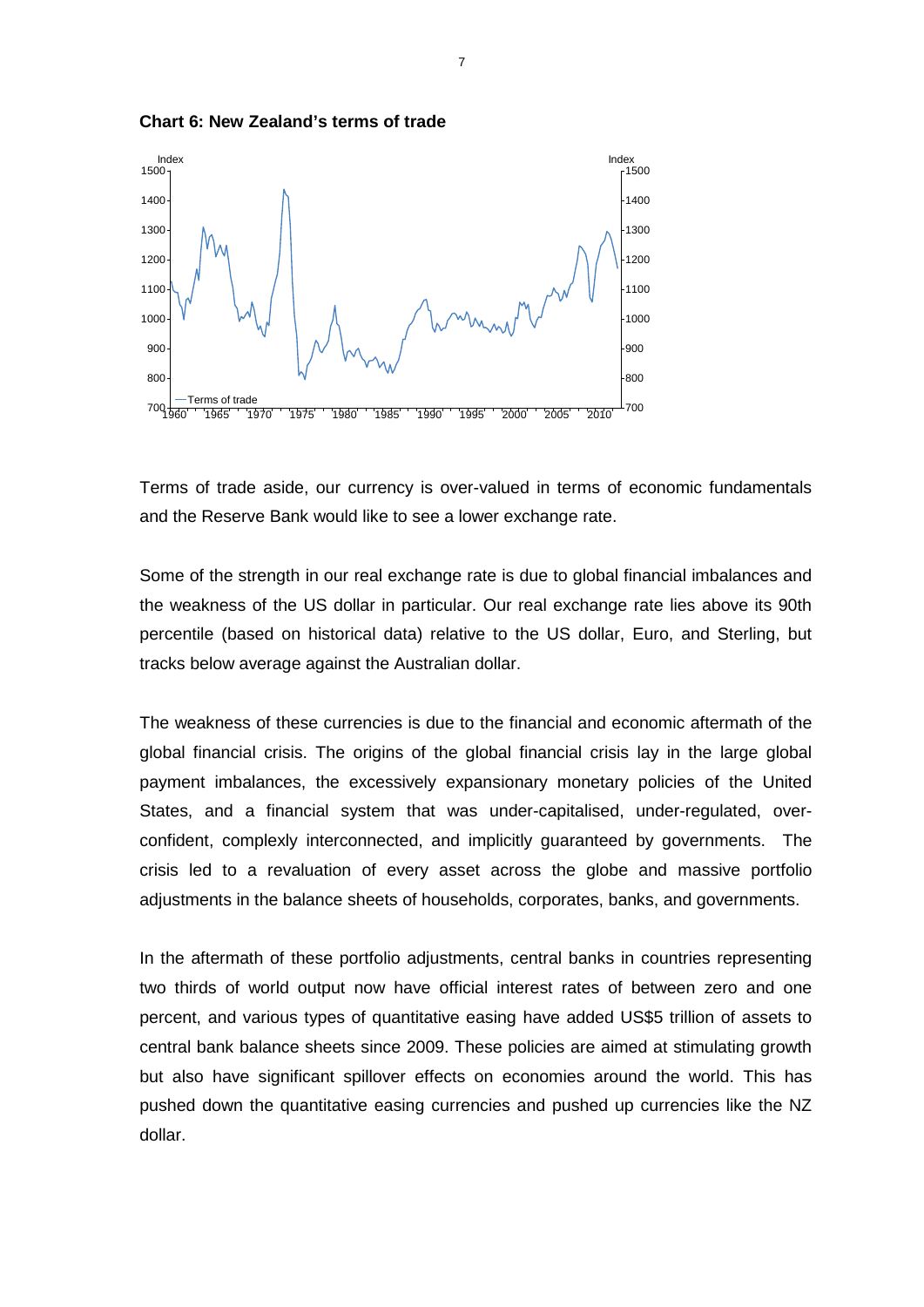**Chart 6: New Zealand's terms of trade**

Terms of trade aside, our currency is over-valued in terms of economic fundamentals and the Reserve Bank would like to see a lower exchange rate.

Some of the strength in our real exchange rate is due to global financial imbalances and the weakness of the US dollar in particular. Our real exchange rate lies above its 90th percentile (based on historical data) relative to the US dollar, Euro, and Sterling, but tracks below average against the Australian dollar.

The weakness of these currencies is due to the financial and economic aftermath of the global financial crisis. The origins of the global financial crisis lay in the large global payment imbalances, the excessively expansionary monetary policies of the United States, and a financial system that was under-capitalised, under-regulated, over-confident, complexly interconnected, and implicitly guaranteed by governments. The crisis led to a revaluation of every asset across the globe and massive portfolio adjustments in the balance sheets of households, corporates, banks, and governments.

In the aftermath of these portfolio adjustments, central banks in countries representing two thirds of world output now have official interest rates of between zero and one percent, and various types of quantitative easing have added US$5 trillion of assets to central bank balance sheets since 2009. These policies are aimed at stimulating growth but also have significant spillover effects on economies around the world. This has pushed down the quantitative easing currencies and pushed up currencies like the NZ dollar.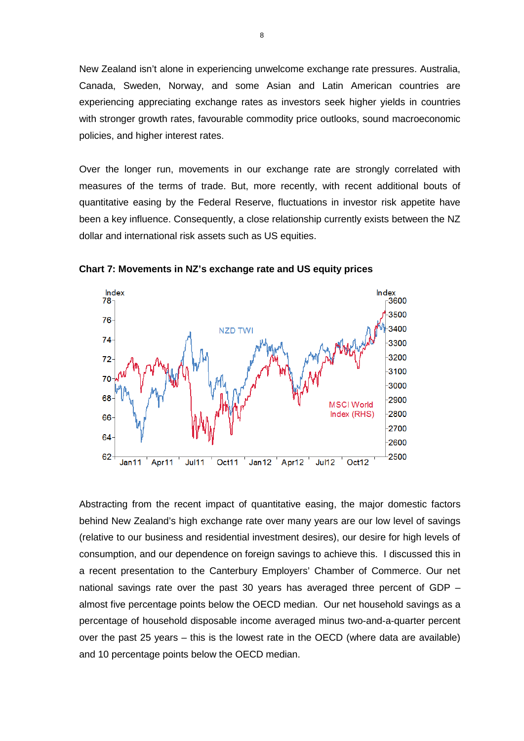New Zealand isn't alone in experiencing unwelcome exchange rate pressures. Australia, Canada, Sweden, Norway, and some Asian and Latin American countries are experiencing appreciating exchange rates as investors seek higher yields in countries with stronger growth rates, favourable commodity price outlooks, sound macroeconomic policies, and higher interest rates.

Over the longer run, movements in our exchange rate are strongly correlated with measures of the terms of trade. But, more recently, with recent additional bouts of quantitative easing by the Federal Reserve, fluctuations in investor risk appetite have been a key influence. Consequently, a close relationship currently exists between the NZ dollar and international risk assets such as US equities.

**Chart 7: Movements in NZ's exchange rate and US equity prices**

Abstracting from the recent impact of quantitative easing, the major domestic factors behind New Zealand's high exchange rate over many years are our low level of savings (relative to our business and residential investment desires), our desire for high levels of consumption, and our dependence on foreign savings to achieve this. I discussed this in a recent presentation to the Canterbury Employers' Chamber of Commerce. Our net national savings rate over the past 30 years has averaged three percent of GDP – almost five percentage points below the OECD median. Our net household savings as a percentage of household disposable income averaged minus two-and-a-quarter percent over the past 25 years – this is the lowest rate in the OECD (where data are available) and 10 percentage points below the OECD median.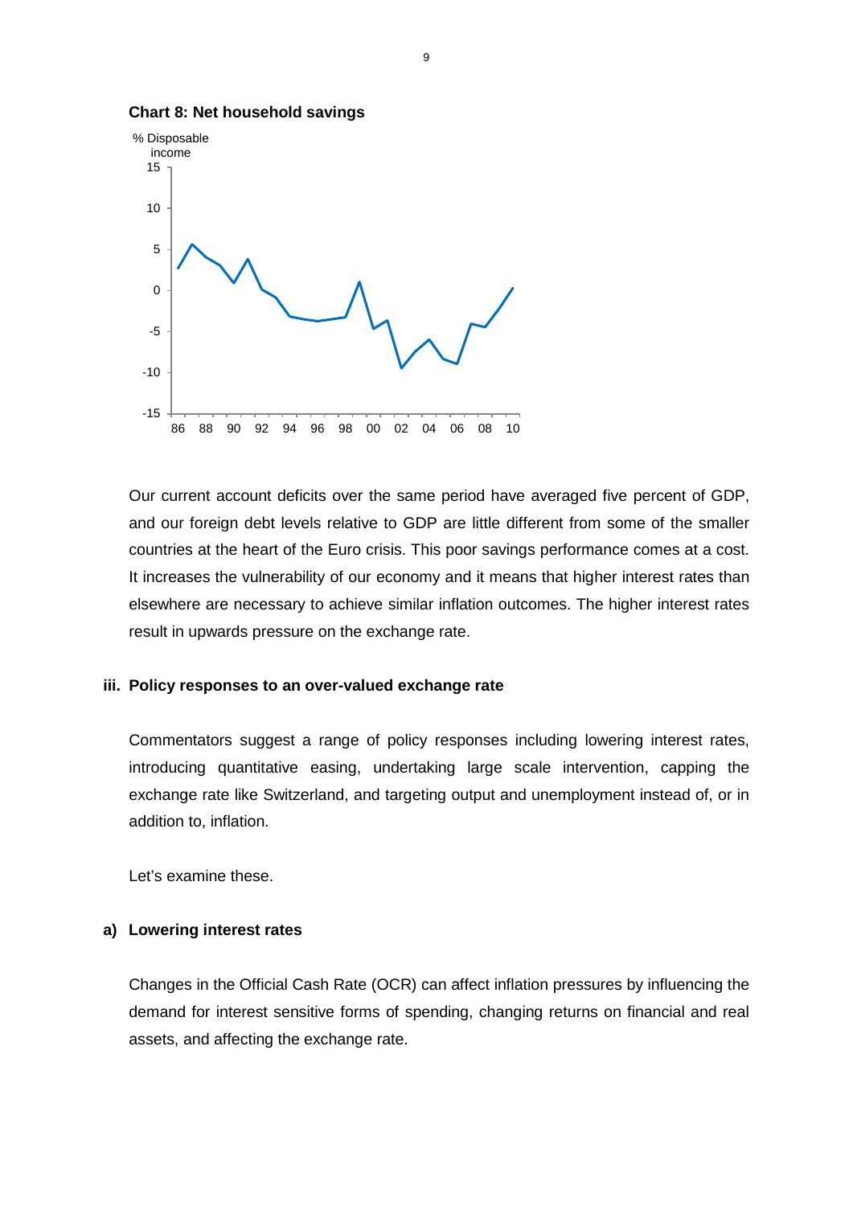**Chart 8: Net household savings**

Our current account deficits over the same period have averaged five percent of GDP, and our foreign debt levels relative to GDP are little different from some of the smaller countries at the heart of the Euro crisis. This poor savings performance comes at a cost. It increases the vulnerability of our economy and it means that higher interest rates than elsewhere are necessary to achieve similar inflation outcomes. The higher interest rates result in upwards pressure on the exchange rate.

### iii. Policy responses to an over-valued exchange rate

Commentators suggest a range of policy responses including lowering interest rates, introducing quantitative easing, undertaking large scale intervention, capping the exchange rate like Switzerland, and targeting output and unemployment instead of, or in addition to, inflation.

Let's examine these.

#### a) Lowering interest rates

Changes in the Official Cash Rate (OCR) can affect inflation pressures by influencing the demand for interest sensitive forms of spending, changing returns on financial and real assets, and affecting the exchange rate.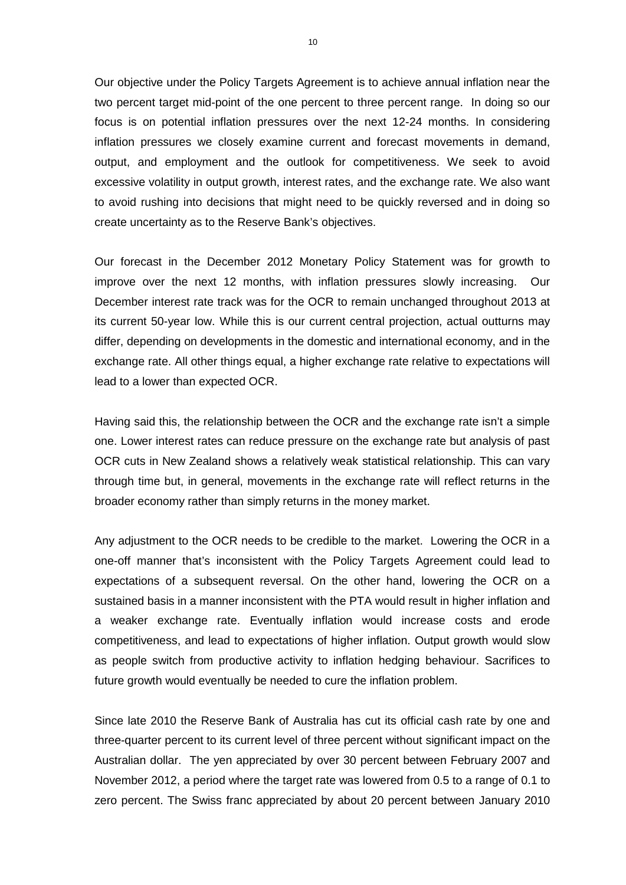Our objective under the Policy Targets Agreement is to achieve annual inflation near the two percent target mid-point of the one percent to three percent range. In doing so our focus is on potential inflation pressures over the next 12-24 months. In considering inflation pressures we closely examine current and forecast movements in demand, output, and employment and the outlook for competitiveness. We seek to avoid excessive volatility in output growth, interest rates, and the exchange rate. We also want to avoid rushing into decisions that might need to be quickly reversed and in doing so create uncertainty as to the Reserve Bank's objectives.

Our forecast in the December 2012 Monetary Policy Statement was for growth to improve over the next 12 months, with inflation pressures slowly increasing. Our December interest rate track was for the OCR to remain unchanged throughout 2013 at its current 50-year low. While this is our current central projection, actual outturns may differ, depending on developments in the domestic and international economy, and in the exchange rate. All other things equal, a higher exchange rate relative to expectations will lead to a lower than expected OCR.

Having said this, the relationship between the OCR and the exchange rate isn't a simple one. Lower interest rates can reduce pressure on the exchange rate but analysis of past OCR cuts in New Zealand shows a relatively weak statistical relationship. This can vary through time but, in general, movements in the exchange rate will reflect returns in the broader economy rather than simply returns in the money market.

Any adjustment to the OCR needs to be credible to the market. Lowering the OCR in a one-off manner that's inconsistent with the Policy Targets Agreement could lead to expectations of a subsequent reversal. On the other hand, lowering the OCR on a sustained basis in a manner inconsistent with the PTA would result in higher inflation and a weaker exchange rate. Eventually inflation would increase costs and erode competitiveness, and lead to expectations of higher inflation. Output growth would slow as people switch from productive activity to inflation hedging behaviour. Sacrifices to future growth would eventually be needed to cure the inflation problem.

Since late 2010 the Reserve Bank of Australia has cut its official cash rate by one and three-quarter percent to its current level of three percent without significant impact on the Australian dollar. The yen appreciated by over 30 percent between February 2007 and November 2012, a period where the target rate was lowered from 0.5 to a range of 0.1 to zero percent. The Swiss franc appreciated by about 20 percent between January 2010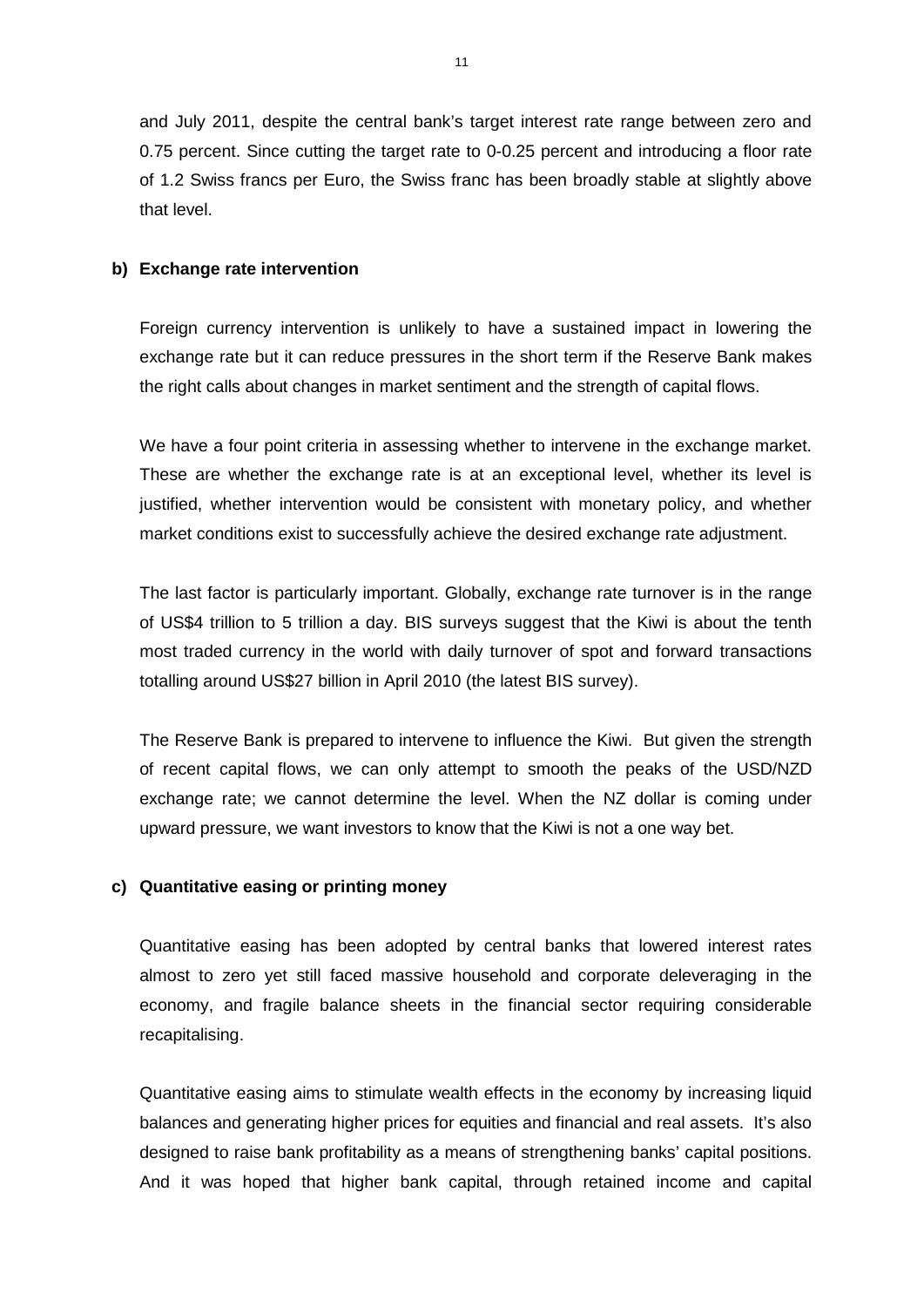and July 2011, despite the central bank's target interest rate range between zero and 0.75 percent. Since cutting the target rate to 0-0.25 percent and introducing a floor rate of 1.2 Swiss francs per Euro, the Swiss franc has been broadly stable at slightly above that level.

**b) Exchange rate intervention**

Foreign currency intervention is unlikely to have a sustained impact in lowering the exchange rate but it can reduce pressures in the short term if the Reserve Bank makes the right calls about changes in market sentiment and the strength of capital flows.

We have a four point criteria in assessing whether to intervene in the exchange market. These are whether the exchange rate is at an exceptional level, whether its level is justified, whether intervention would be consistent with monetary policy, and whether market conditions exist to successfully achieve the desired exchange rate adjustment.

The last factor is particularly important. Globally, exchange rate turnover is in the range of US$4 trillion to 5 trillion a day. BIS surveys suggest that the Kiwi is about the tenth most traded currency in the world with daily turnover of spot and forward transactions totalling around US$27 billion in April 2010 (the latest BIS survey).

The Reserve Bank is prepared to intervene to influence the Kiwi. But given the strength of recent capital flows, we can only attempt to smooth the peaks of the USD/NZD exchange rate; we cannot determine the level. When the NZ dollar is coming under upward pressure, we want investors to know that the Kiwi is not a one way bet.

**c) Quantitative easing or printing money**

Quantitative easing has been adopted by central banks that lowered interest rates almost to zero yet still faced massive household and corporate deleveraging in the economy, and fragile balance sheets in the financial sector requiring considerable recapitalising.

Quantitative easing aims to stimulate wealth effects in the economy by increasing liquid balances and generating higher prices for equities and financial and real assets. It's also designed to raise bank profitability as a means of strengthening banks' capital positions. And it was hoped that higher bank capital, through retained income and capital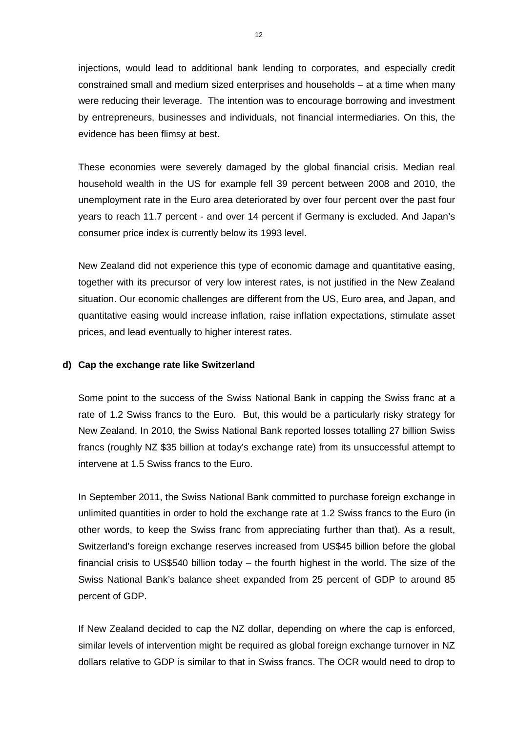injections, would lead to additional bank lending to corporates, and especially credit constrained small and medium sized enterprises and households – at a time when many were reducing their leverage. The intention was to encourage borrowing and investment by entrepreneurs, businesses and individuals, not financial intermediaries. On this, the evidence has been flimsy at best.

These economies were severely damaged by the global financial crisis. Median real household wealth in the US for example fell 39 percent between 2008 and 2010, the unemployment rate in the Euro area deteriorated by over four percent over the past four years to reach 11.7 percent - and over 14 percent if Germany is excluded. And Japan's consumer price index is currently below its 1993 level.

New Zealand did not experience this type of economic damage and quantitative easing, together with its precursor of very low interest rates, is not justified in the New Zealand situation. Our economic challenges are different from the US, Euro area, and Japan, and quantitative easing would increase inflation, raise inflation expectations, stimulate asset prices, and lead eventually to higher interest rates.

**d) Cap the exchange rate like Switzerland**

Some point to the success of the Swiss National Bank in capping the Swiss franc at a rate of 1.2 Swiss francs to the Euro. But, this would be a particularly risky strategy for New Zealand. In 2010, the Swiss National Bank reported losses totalling 27 billion Swiss francs (roughly NZ $35 billion at today's exchange rate) from its unsuccessful attempt to intervene at 1.5 Swiss francs to the Euro.

In September 2011, the Swiss National Bank committed to purchase foreign exchange in unlimited quantities in order to hold the exchange rate at 1.2 Swiss francs to the Euro (in other words, to keep the Swiss franc from appreciating further than that). As a result, Switzerland's foreign exchange reserves increased from US$45 billion before the global financial crisis to US$540 billion today – the fourth highest in the world. The size of the Swiss National Bank's balance sheet expanded from 25 percent of GDP to around 85 percent of GDP.

If New Zealand decided to cap the NZ dollar, depending on where the cap is enforced, similar levels of intervention might be required as global foreign exchange turnover in NZ dollars relative to GDP is similar to that in Swiss francs. The OCR would need to drop to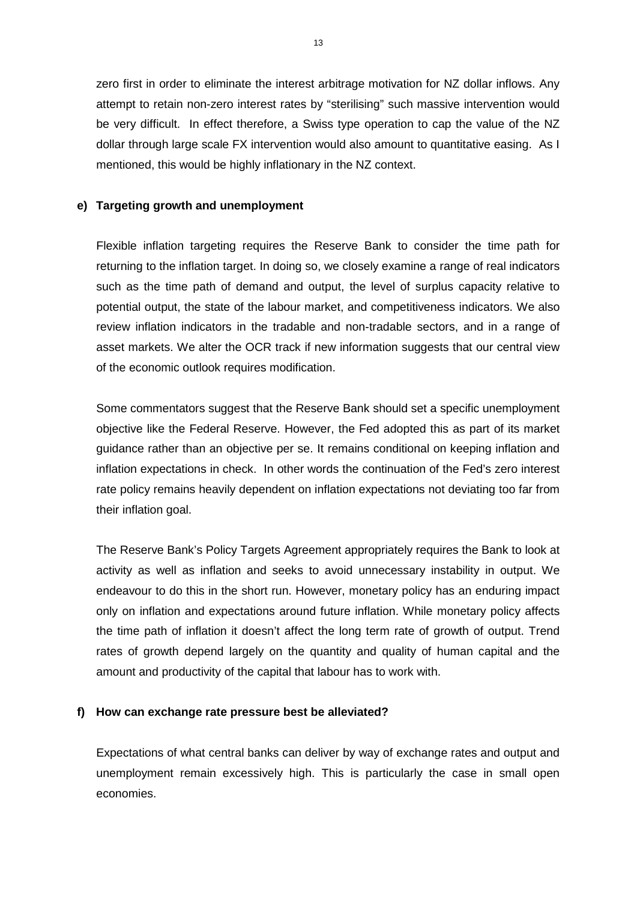zero first in order to eliminate the interest arbitrage motivation for NZ dollar inflows. Any attempt to retain non-zero interest rates by "sterilising" such massive intervention would be very difficult. In effect therefore, a Swiss type operation to cap the value of the NZ dollar through large scale FX intervention would also amount to quantitative easing. As I mentioned, this would be highly inflationary in the NZ context.

**e) Targeting growth and unemployment**

Flexible inflation targeting requires the Reserve Bank to consider the time path for returning to the inflation target. In doing so, we closely examine a range of real indicators such as the time path of demand and output, the level of surplus capacity relative to potential output, the state of the labour market, and competitiveness indicators. We also review inflation indicators in the tradable and non-tradable sectors, and in a range of asset markets. We alter the OCR track if new information suggests that our central view of the economic outlook requires modification.

Some commentators suggest that the Reserve Bank should set a specific unemployment objective like the Federal Reserve. However, the Fed adopted this as part of its market guidance rather than an objective per se. It remains conditional on keeping inflation and inflation expectations in check. In other words the continuation of the Fed's zero interest rate policy remains heavily dependent on inflation expectations not deviating too far from their inflation goal.

The Reserve Bank's Policy Targets Agreement appropriately requires the Bank to look at activity as well as inflation and seeks to avoid unnecessary instability in output. We endeavour to do this in the short run. However, monetary policy has an enduring impact only on inflation and expectations around future inflation. While monetary policy affects the time path of inflation it doesn't affect the long term rate of growth of output. Trend rates of growth depend largely on the quantity and quality of human capital and the amount and productivity of the capital that labour has to work with.

**f) How can exchange rate pressure best be alleviated?**

Expectations of what central banks can deliver by way of exchange rates and output and unemployment remain excessively high. This is particularly the case in small open economies.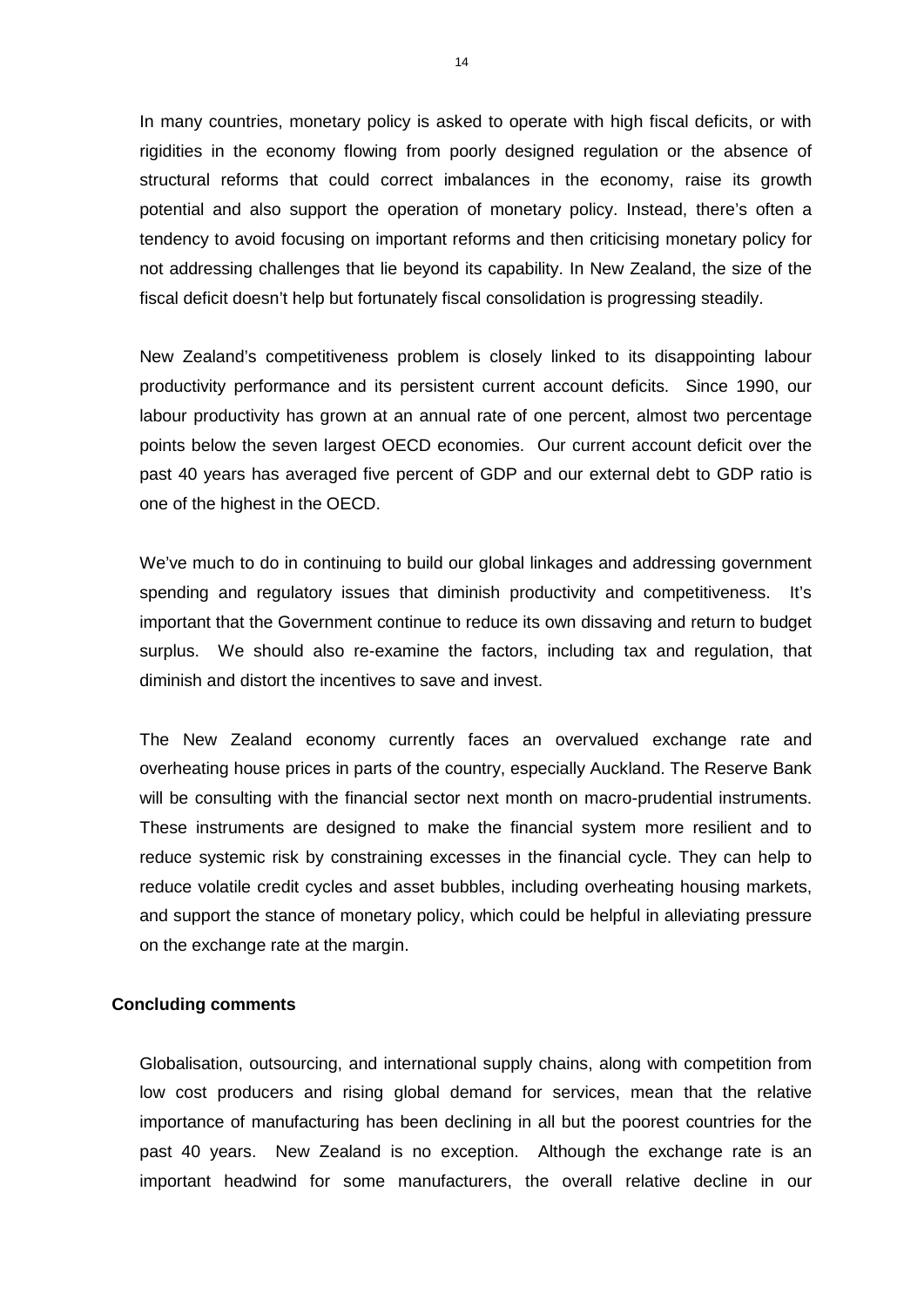In many countries, monetary policy is asked to operate with high fiscal deficits, or with rigidities in the economy flowing from poorly designed regulation or the absence of structural reforms that could correct imbalances in the economy, raise its growth potential and also support the operation of monetary policy. Instead, there's often a tendency to avoid focusing on important reforms and then criticising monetary policy for not addressing challenges that lie beyond its capability. In New Zealand, the size of the fiscal deficit doesn't help but fortunately fiscal consolidation is progressing steadily.

New Zealand's competitiveness problem is closely linked to its disappointing labour productivity performance and its persistent current account deficits. Since 1990, our labour productivity has grown at an annual rate of one percent, almost two percentage points below the seven largest OECD economies. Our current account deficit over the past 40 years has averaged five percent of GDP and our external debt to GDP ratio is one of the highest in the OECD.

We've much to do in continuing to build our global linkages and addressing government spending and regulatory issues that diminish productivity and competitiveness. It's important that the Government continue to reduce its own dissaving and return to budget surplus. We should also re-examine the factors, including tax and regulation, that diminish and distort the incentives to save and invest.

The New Zealand economy currently faces an overvalued exchange rate and overheating house prices in parts of the country, especially Auckland. The Reserve Bank will be consulting with the financial sector next month on macro-prudential instruments. These instruments are designed to make the financial system more resilient and to reduce systemic risk by constraining excesses in the financial cycle. They can help to reduce volatile credit cycles and asset bubbles, including overheating housing markets, and support the stance of monetary policy, which could be helpful in alleviating pressure on the exchange rate at the margin.

## Concluding comments

Globalisation, outsourcing, and international supply chains, along with competition from low cost producers and rising global demand for services, mean that the relative importance of manufacturing has been declining in all but the poorest countries for the past 40 years. New Zealand is no exception. Although the exchange rate is an important headwind for some manufacturers, the overall relative decline in our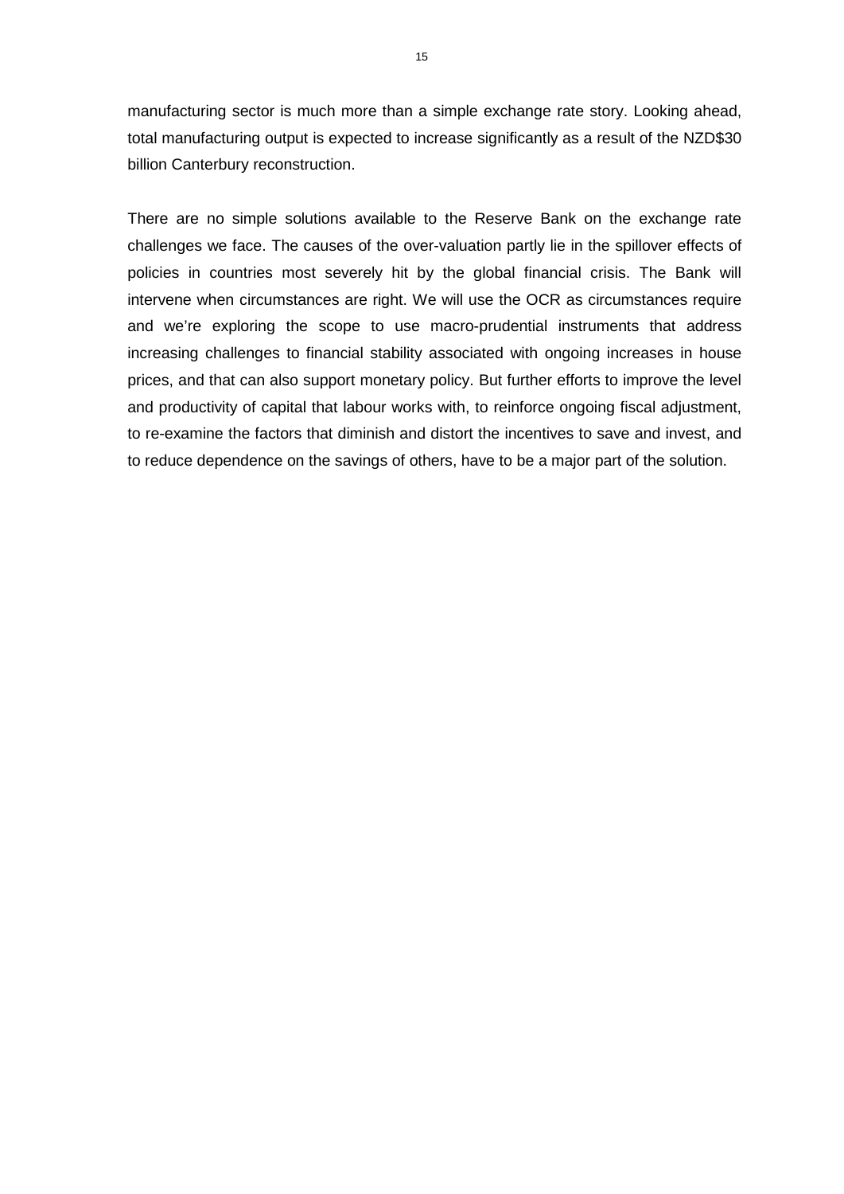manufacturing sector is much more than a simple exchange rate story. Looking ahead, total manufacturing output is expected to increase significantly as a result of the NZD$30 billion Canterbury reconstruction.

There are no simple solutions available to the Reserve Bank on the exchange rate challenges we face. The causes of the over-valuation partly lie in the spillover effects of policies in countries most severely hit by the global financial crisis. The Bank will intervene when circumstances are right. We will use the OCR as circumstances require and we're exploring the scope to use macro-prudential instruments that address increasing challenges to financial stability associated with ongoing increases in house prices, and that can also support monetary policy. But further efforts to improve the level and productivity of capital that labour works with, to reinforce ongoing fiscal adjustment, to re-examine the factors that diminish and distort the incentives to save and invest, and to reduce dependence on the savings of others, have to be a major part of the solution.